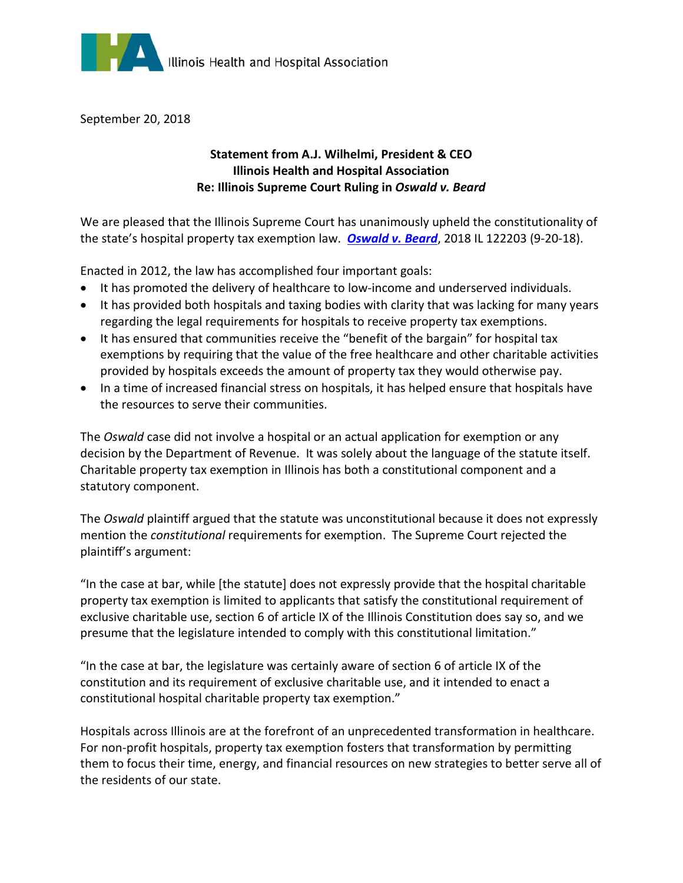Illinois Health and Hospital Association

September 20, 2018

**Statement from A.J. Wilhelmi, President & CEO**
**Illinois Health and Hospital Association**
**Re: Illinois Supreme Court Ruling in *Oswald v. Beard***

We are pleased that the Illinois Supreme Court has unanimously upheld the constitutionality of the state's hospital property tax exemption law. ***Oswald v. Beard***, 2018 IL 122203 (9-20-18).

Enacted in 2012, the law has accomplished four important goals:

- It has promoted the delivery of healthcare to low-income and underserved individuals.
- It has provided both hospitals and taxing bodies with clarity that was lacking for many years regarding the legal requirements for hospitals to receive property tax exemptions.
- It has ensured that communities receive the "benefit of the bargain" for hospital tax exemptions by requiring that the value of the free healthcare and other charitable activities provided by hospitals exceeds the amount of property tax they would otherwise pay.
- In a time of increased financial stress on hospitals, it has helped ensure that hospitals have the resources to serve their communities.

The *Oswald* case did not involve a hospital or an actual application for exemption or any decision by the Department of Revenue. It was solely about the language of the statute itself. Charitable property tax exemption in Illinois has both a constitutional component and a statutory component.

The *Oswald* plaintiff argued that the statute was unconstitutional because it does not expressly mention the *constitutional* requirements for exemption. The Supreme Court rejected the plaintiff's argument:

"In the case at bar, while [the statute] does not expressly provide that the hospital charitable property tax exemption is limited to applicants that satisfy the constitutional requirement of exclusive charitable use, section 6 of article IX of the Illinois Constitution does say so, and we presume that the legislature intended to comply with this constitutional limitation."

"In the case at bar, the legislature was certainly aware of section 6 of article IX of the constitution and its requirement of exclusive charitable use, and it intended to enact a constitutional hospital charitable property tax exemption."

Hospitals across Illinois are at the forefront of an unprecedented transformation in healthcare. For non-profit hospitals, property tax exemption fosters that transformation by permitting them to focus their time, energy, and financial resources on new strategies to better serve all of the residents of our state.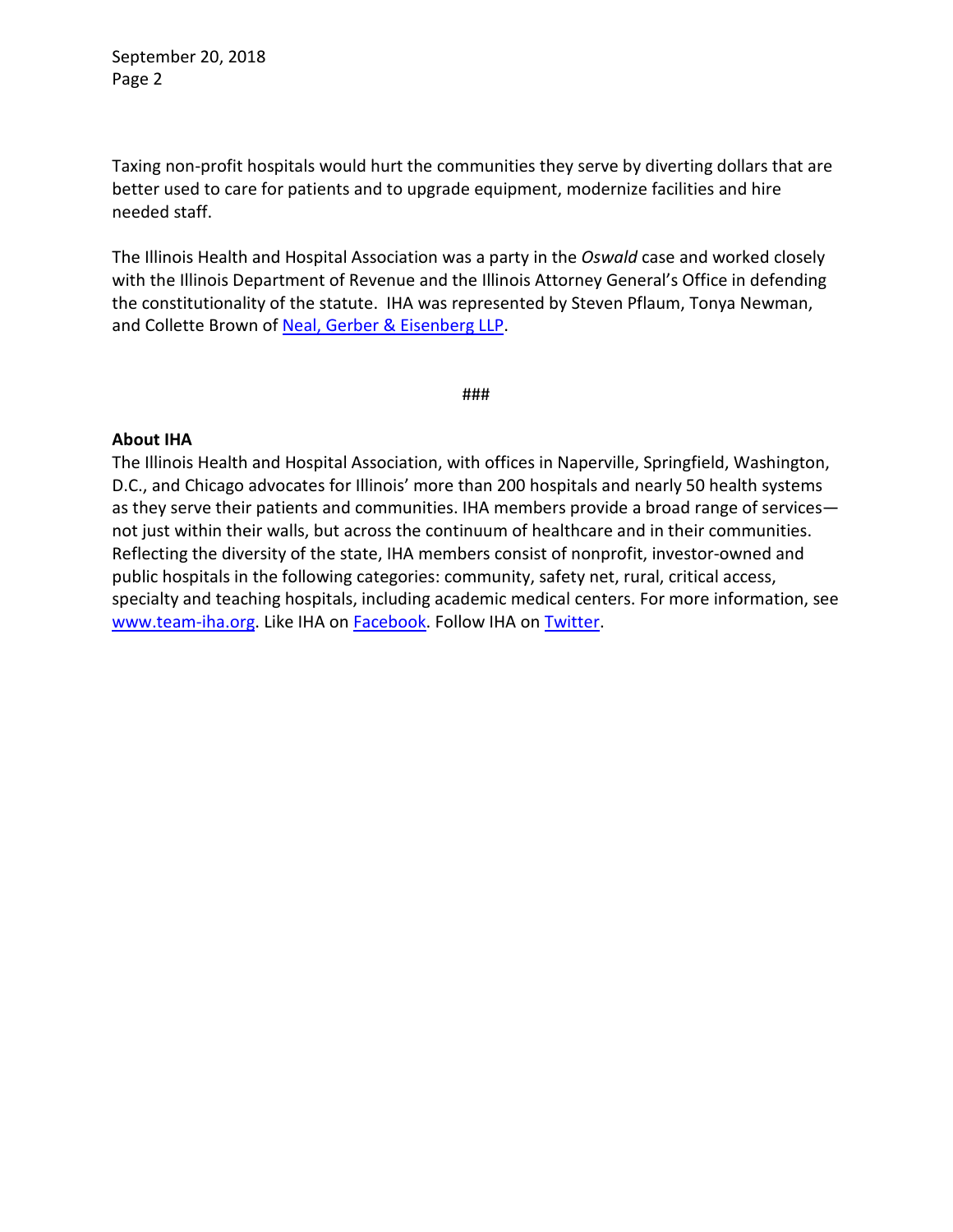Taxing non-profit hospitals would hurt the communities they serve by diverting dollars that are better used to care for patients and to upgrade equipment, modernize facilities and hire needed staff.

The Illinois Health and Hospital Association was a party in the *Oswald* case and worked closely with the Illinois Department of Revenue and the Illinois Attorney General's Office in defending the constitutionality of the statute. IHA was represented by Steven Pflaum, Tonya Newman, and Collette Brown of Neal, Gerber & Eisenberg LLP.

###

**About IHA**

The Illinois Health and Hospital Association, with offices in Naperville, Springfield, Washington, D.C., and Chicago advocates for Illinois' more than 200 hospitals and nearly 50 health systems as they serve their patients and communities. IHA members provide a broad range of services—not just within their walls, but across the continuum of healthcare and in their communities. Reflecting the diversity of the state, IHA members consist of nonprofit, investor-owned and public hospitals in the following categories: community, safety net, rural, critical access, specialty and teaching hospitals, including academic medical centers. For more information, see www.team-iha.org. Like IHA on Facebook. Follow IHA on Twitter.